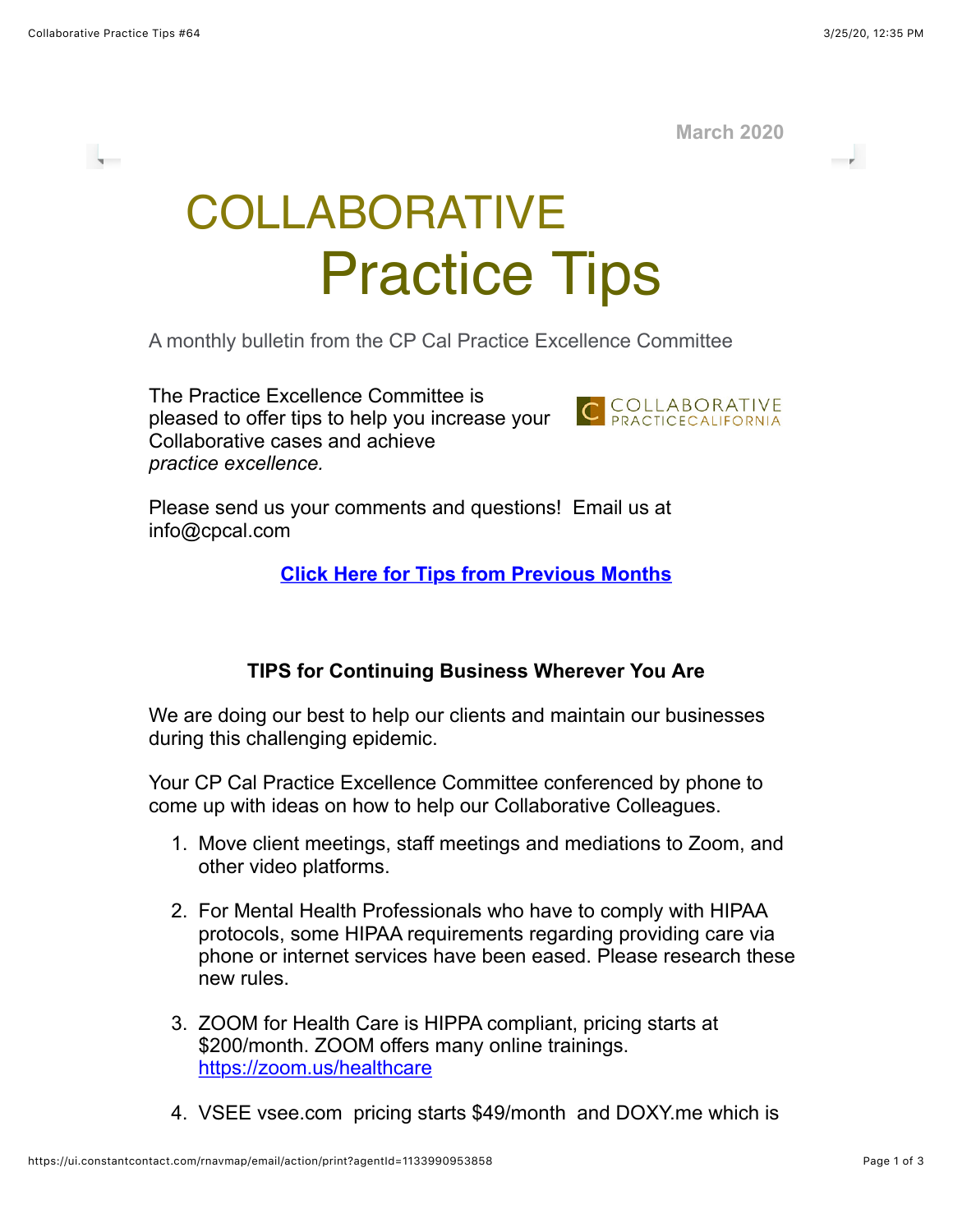March 2020

# COLLABORATIVE Practice Tips

A monthly bulletin from the CP Cal Practice Excellence Committee

The Practice Excellence Committee is pleased to offer tips to help you increase your Collaborative cases and achieve *practice excellence.*

COLLABORATIVE PRACTICE CALIFORNIA

Please send us your comments and questions! Email us at info@cpcal.com

**Click Here for Tips from Previous Months**

### TIPS for Continuing Business Wherever You Are

We are doing our best to help our clients and maintain our businesses during this challenging epidemic.

Your CP Cal Practice Excellence Committee conferenced by phone to come up with ideas on how to help our Collaborative Colleagues.

1. Move client meetings, staff meetings and mediations to Zoom, and other video platforms.

2. For Mental Health Professionals who have to comply with HIPAA protocols, some HIPAA requirements regarding providing care via phone or internet services have been eased. Please research these new rules.

3. ZOOM for Health Care is HIPPA compliant, pricing starts at $200/month. ZOOM offers many online trainings. https://zoom.us/healthcare

4. VSEE vsee.com pricing starts $49/month and DOXY.me which is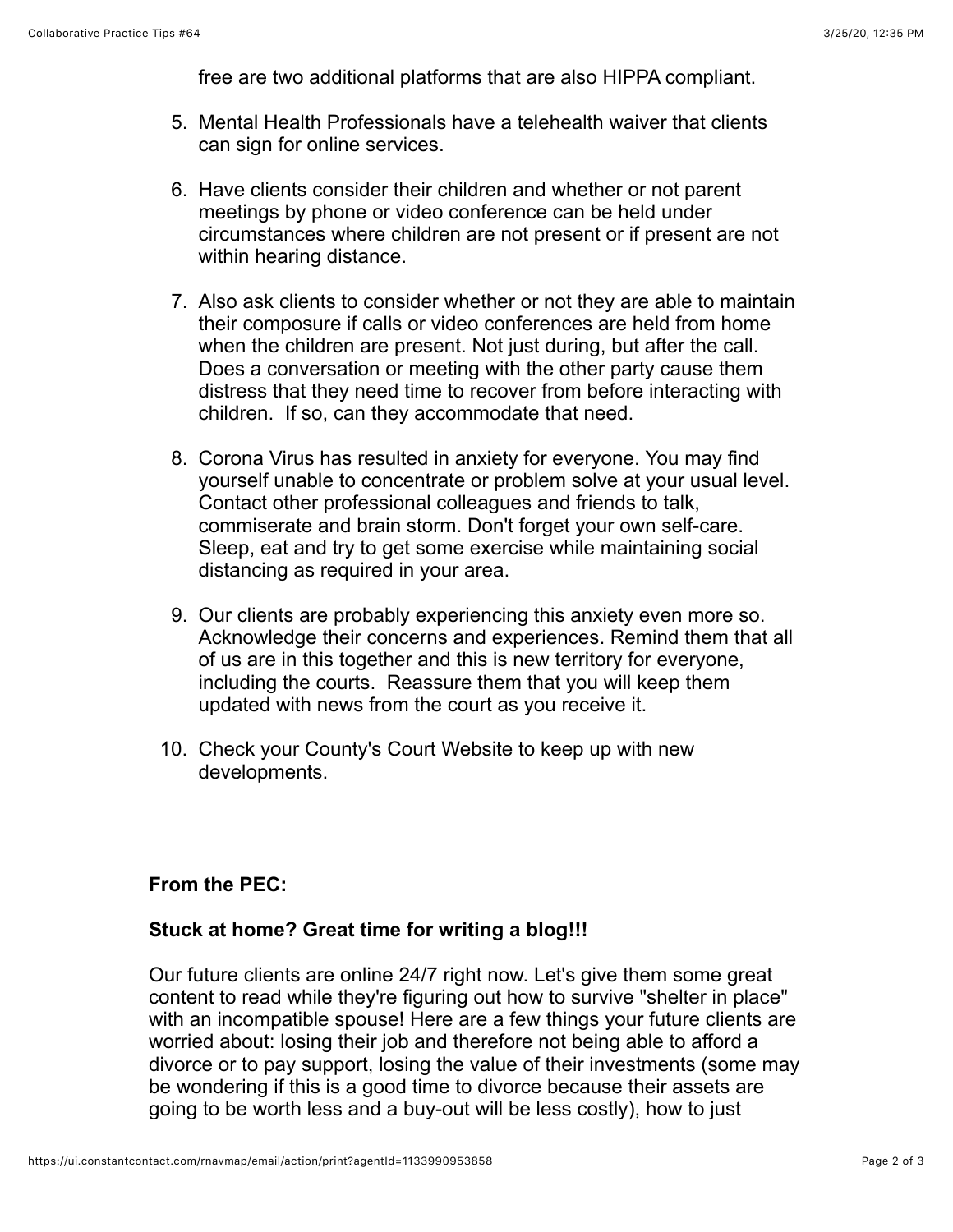free are two additional platforms that are also HIPPA compliant.

5. Mental Health Professionals have a telehealth waiver that clients can sign for online services.
6. Have clients consider their children and whether or not parent meetings by phone or video conference can be held under circumstances where children are not present or if present are not within hearing distance.
7. Also ask clients to consider whether or not they are able to maintain their composure if calls or video conferences are held from home when the children are present. Not just during, but after the call. Does a conversation or meeting with the other party cause them distress that they need time to recover from before interacting with children. If so, can they accommodate that need.
8. Corona Virus has resulted in anxiety for everyone. You may find yourself unable to concentrate or problem solve at your usual level. Contact other professional colleagues and friends to talk, commiserate and brain storm. Don't forget your own self-care. Sleep, eat and try to get some exercise while maintaining social distancing as required in your area.
9. Our clients are probably experiencing this anxiety even more so. Acknowledge their concerns and experiences. Remind them that all of us are in this together and this is new territory for everyone, including the courts. Reassure them that you will keep them updated with news from the court as you receive it.
10. Check your County's Court Website to keep up with new developments.

**From the PEC:**

**Stuck at home? Great time for writing a blog!!!**

Our future clients are online 24/7 right now. Let's give them some great content to read while they're figuring out how to survive "shelter in place" with an incompatible spouse! Here are a few things your future clients are worried about: losing their job and therefore not being able to afford a divorce or to pay support, losing the value of their investments (some may be wondering if this is a good time to divorce because their assets are going to be worth less and a buy-out will be less costly), how to just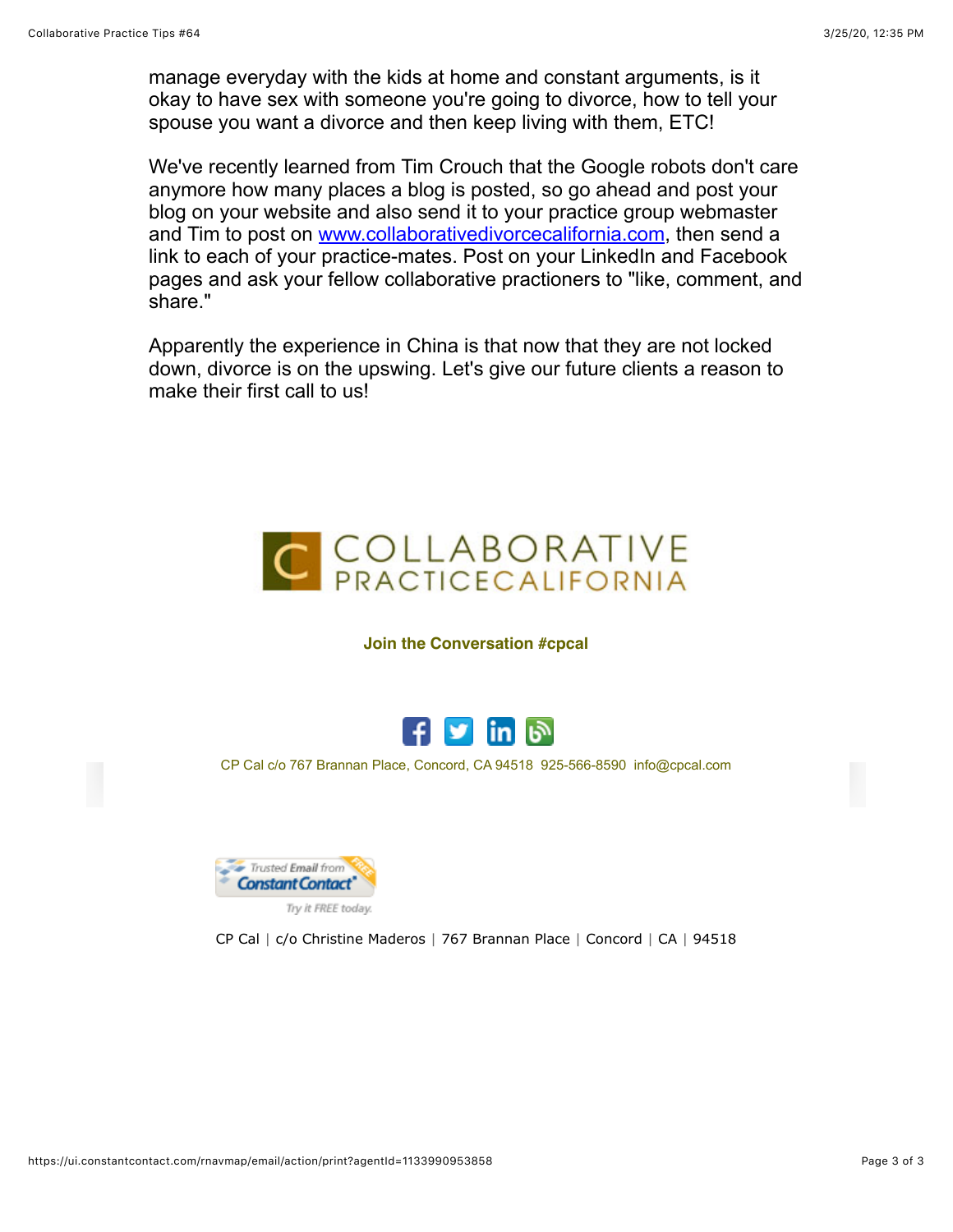manage everyday with the kids at home and constant arguments, is it okay to have sex with someone you're going to divorce, how to tell your spouse you want a divorce and then keep living with them, ETC!

We've recently learned from Tim Crouch that the Google robots don't care anymore how many places a blog is posted, so go ahead and post your blog on your website and also send it to your practice group webmaster and Tim to post on [www.collaborativedivorcecalifornia.com](http://www.collaborativedivorcecalifornia.com), then send a link to each of your practice-mates. Post on your LinkedIn and Facebook pages and ask your fellow collaborative practioners to "like, comment, and share."

Apparently the experience in China is that now that they are not locked down, divorce is on the upswing. Let's give our future clients a reason to make their first call to us!

COLLABORATIVE PRACTICECALIFORNIA

**Join the Conversation #cpcal**

CP Cal c/o 767 Brannan Place, Concord, CA 94518 925-566-8590 info@cpcal.com

Trusted Email from Constant Contact
Try it FREE today.

CP Cal | c/o Christine Maderos | 767 Brannan Place | Concord | CA | 94518